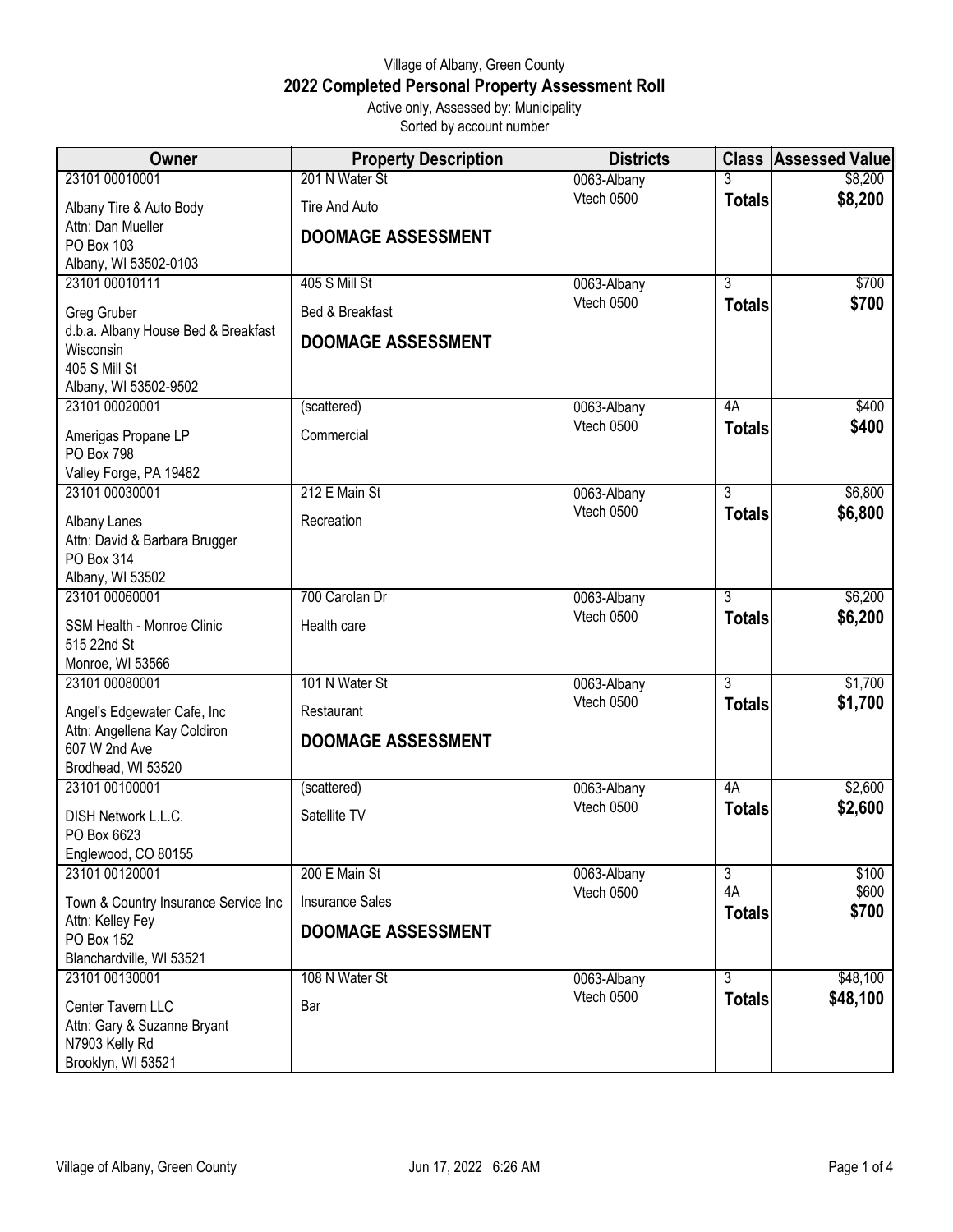Village of Albany, Green County

## 2022 Completed Personal Property Assessment Roll

Active only, Assessed by: Municipality

Sorted by account number

| Owner | Property Description | Districts | Class | Assessed Value |
|---|---|---|---|---|
| 23101 00010001<br>Albany Tire & Auto Body<br>Attn: Dan Mueller<br>PO Box 103<br>Albany, WI 53502-0103 | 201 N Water St<br>Tire And Auto<br>**DOOMAGE ASSESSMENT** | 0063-Albany<br>Vtech 0500 | 3<br>**Totals** | $8,200<br>**$8,200** |
| 23101 00010111<br>Greg Gruber<br>d.b.a. Albany House Bed & Breakfast Wisconsin<br>405 S Mill St<br>Albany, WI 53502-9502 | 405 S Mill St<br>Bed & Breakfast<br>**DOOMAGE ASSESSMENT** | 0063-Albany<br>Vtech 0500 | 3<br>**Totals** | $700<br>**$700** |
| 23101 00020001<br>Amerigas Propane LP<br>PO Box 798<br>Valley Forge, PA 19482 | (scattered)<br>Commercial | 0063-Albany<br>Vtech 0500 | 4A<br>**Totals** | $400<br>**$400** |
| 23101 00030001<br>Albany Lanes<br>Attn: David & Barbara Brugger<br>PO Box 314<br>Albany, WI 53502 | 212 E Main St<br>Recreation | 0063-Albany<br>Vtech 0500 | 3<br>**Totals** | $6,800<br>**$6,800** |
| 23101 00060001<br>SSM Health - Monroe Clinic<br>515 22nd St<br>Monroe, WI 53566 | 700 Carolan Dr<br>Health care | 0063-Albany<br>Vtech 0500 | 3<br>**Totals** | $6,200<br>**$6,200** |
| 23101 00080001<br>Angel's Edgewater Cafe, Inc<br>Attn: Angellena Kay Coldiron<br>607 W 2nd Ave<br>Brodhead, WI 53520 | 101 N Water St<br>Restaurant<br>**DOOMAGE ASSESSMENT** | 0063-Albany<br>Vtech 0500 | 3<br>**Totals** | $1,700<br>**$1,700** |
| 23101 00100001<br>DISH Network L.L.C.<br>PO Box 6623<br>Englewood, CO 80155 | (scattered)<br>Satellite TV | 0063-Albany<br>Vtech 0500 | 4A<br>**Totals** | $2,600<br>**$2,600** |
| 23101 00120001<br>Town & Country Insurance Service Inc<br>Attn: Kelley Fey<br>PO Box 152<br>Blanchardville, WI 53521 | 200 E Main St<br>Insurance Sales<br>**DOOMAGE ASSESSMENT** | 0063-Albany<br>Vtech 0500 | 3<br>4A<br>**Totals** | $100<br>$600<br>**$700** |
| 23101 00130001<br>Center Tavern LLC<br>Attn: Gary & Suzanne Bryant<br>N7903 Kelly Rd<br>Brooklyn, WI 53521 | 108 N Water St<br>Bar | 0063-Albany<br>Vtech 0500 | 3<br>**Totals** | $48,100<br>**$48,100** |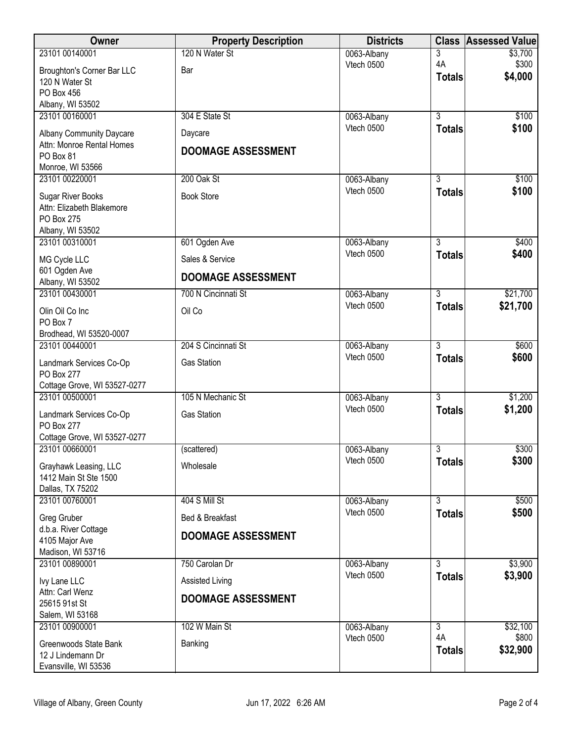| Owner | Property Description | Districts | Class | Assessed Value |
|---|---|---|---|---|
| 23101 00140001<br>Broughton's Corner Bar LLC<br>120 N Water St<br>PO Box 456<br>Albany, WI 53502 | 120 N Water St<br>Bar | 0063-Albany<br>Vtech 0500 | 3<br>4A<br>**Totals** | \$3,700<br>\$300<br>**\$4,000** |
| 23101 00160001<br>Albany Community Daycare<br>Attn: Monroe Rental Homes<br>PO Box 81<br>Monroe, WI 53566 | 304 E State St<br>Daycare<br>**DOOMAGE ASSESSMENT** | 0063-Albany<br>Vtech 0500 | 3<br>**Totals** | \$100<br>**\$100** |
| 23101 00220001<br>Sugar River Books<br>Attn: Elizabeth Blakemore<br>PO Box 275<br>Albany, WI 53502 | 200 Oak St<br>Book Store | 0063-Albany<br>Vtech 0500 | 3<br>**Totals** | \$100<br>**\$100** |
| 23101 00310001<br>MG Cycle LLC<br>601 Ogden Ave<br>Albany, WI 53502 | 601 Ogden Ave<br>Sales & Service<br>**DOOMAGE ASSESSMENT** | 0063-Albany<br>Vtech 0500 | 3<br>**Totals** | \$400<br>**\$400** |
| 23101 00430001<br>Olin Oil Co Inc<br>PO Box 7<br>Brodhead, WI 53520-0007 | 700 N Cincinnati St<br>Oil Co | 0063-Albany<br>Vtech 0500 | 3<br>**Totals** | \$21,700<br>**\$21,700** |
| 23101 00440001<br>Landmark Services Co-Op<br>PO Box 277<br>Cottage Grove, WI 53527-0277 | 204 S Cincinnati St<br>Gas Station | 0063-Albany<br>Vtech 0500 | 3<br>**Totals** | \$600<br>**\$600** |
| 23101 00500001<br>Landmark Services Co-Op<br>PO Box 277<br>Cottage Grove, WI 53527-0277 | 105 N Mechanic St<br>Gas Station | 0063-Albany<br>Vtech 0500 | 3<br>**Totals** | \$1,200<br>**\$1,200** |
| 23101 00660001<br>Grayhawk Leasing, LLC<br>1412 Main St Ste 1500<br>Dallas, TX 75202 | (scattered)<br>Wholesale | 0063-Albany<br>Vtech 0500 | 3<br>**Totals** | \$300<br>**\$300** |
| 23101 00760001<br>Greg Gruber<br>d.b.a. River Cottage<br>4105 Major Ave<br>Madison, WI 53716 | 404 S Mill St<br>Bed & Breakfast<br>**DOOMAGE ASSESSMENT** | 0063-Albany<br>Vtech 0500 | 3<br>**Totals** | \$500<br>**\$500** |
| 23101 00890001<br>Ivy Lane LLC<br>Attn: Carl Wenz<br>25615 91st St<br>Salem, WI 53168 | 750 Carolan Dr<br>Assisted Living<br>**DOOMAGE ASSESSMENT** | 0063-Albany<br>Vtech 0500 | 3<br>**Totals** | \$3,900<br>**\$3,900** |
| 23101 00900001<br>Greenwoods State Bank<br>12 J Lindemann Dr<br>Evansville, WI 53536 | 102 W Main St<br>Banking | 0063-Albany<br>Vtech 0500 | 3<br>4A<br>**Totals** | \$32,100<br>\$800<br>**\$32,900** |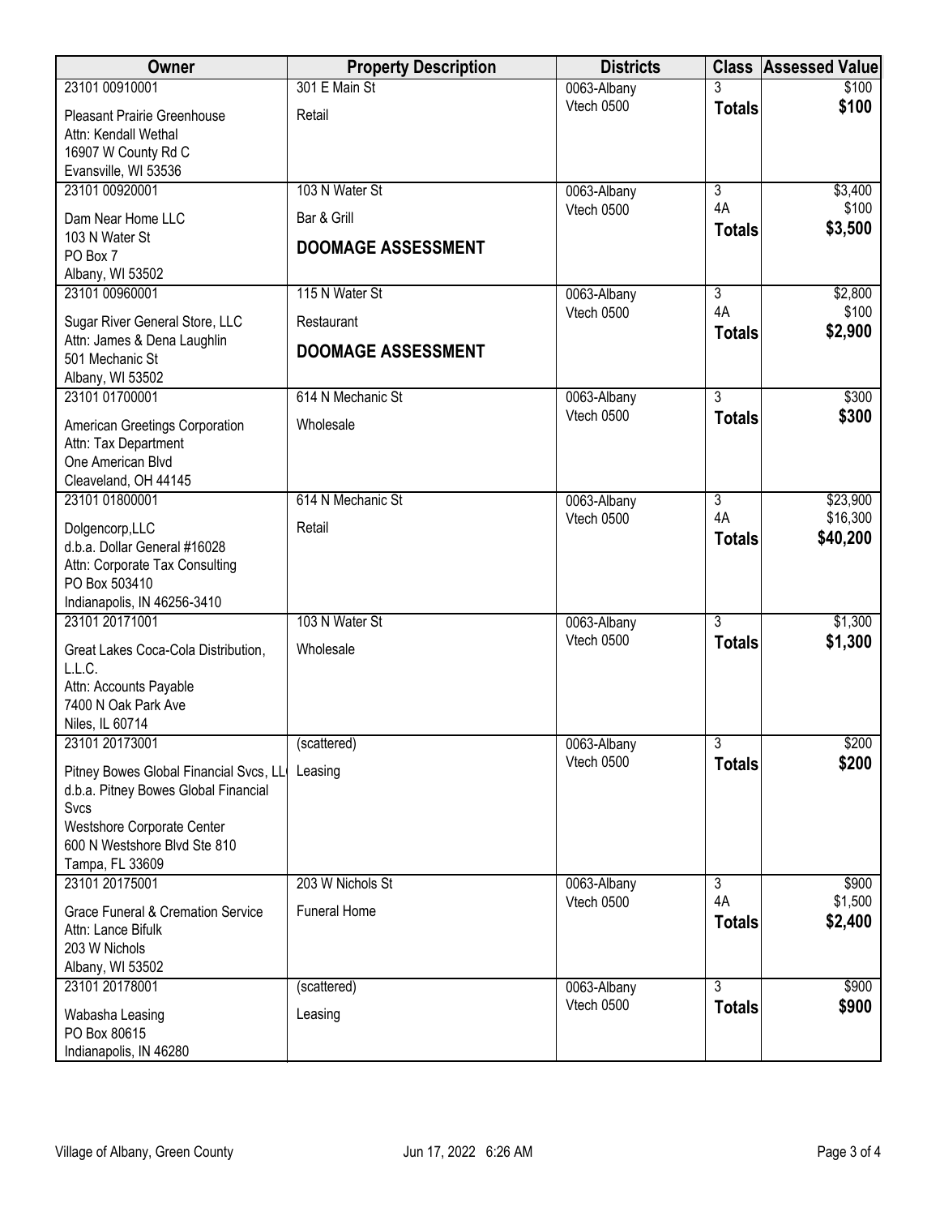| Owner | Property Description | Districts | Class | Assessed Value |
|---|---|---|---|---|
| 23101 00910001<br>Pleasant Prairie Greenhouse<br>Attn: Kendall Wethal<br>16907 W County Rd C<br>Evansville, WI 53536 | 301 E Main St<br>Retail | 0063-Albany<br>Vtech 0500 | 3<br>**Totals** | $100<br>**$100** |
| 23101 00920001<br>Dam Near Home LLC<br>103 N Water St<br>PO Box 7<br>Albany, WI 53502 | 103 N Water St<br>Bar & Grill<br>**DOOMAGE ASSESSMENT** | 0063-Albany<br>Vtech 0500 | 3<br>4A<br>**Totals** | $3,400<br>$100<br>**$3,500** |
| 23101 00960001<br>Sugar River General Store, LLC<br>Attn: James & Dena Laughlin<br>501 Mechanic St<br>Albany, WI 53502 | 115 N Water St<br>Restaurant<br>**DOOMAGE ASSESSMENT** | 0063-Albany<br>Vtech 0500 | 3<br>4A<br>**Totals** | $2,800<br>$100<br>**$2,900** |
| 23101 01700001<br>American Greetings Corporation<br>Attn: Tax Department<br>One American Blvd<br>Cleaveland, OH 44145 | 614 N Mechanic St<br>Wholesale | 0063-Albany<br>Vtech 0500 | 3<br>**Totals** | $300<br>**$300** |
| 23101 01800001<br>Dolgencorp,LLC<br>d.b.a. Dollar General #16028<br>Attn: Corporate Tax Consulting<br>PO Box 503410<br>Indianapolis, IN 46256-3410 | 614 N Mechanic St<br>Retail | 0063-Albany<br>Vtech 0500 | 3<br>4A<br>**Totals** | $23,900<br>$16,300<br>**$40,200** |
| 23101 20171001<br>Great Lakes Coca-Cola Distribution, L.L.C.<br>Attn: Accounts Payable<br>7400 N Oak Park Ave<br>Niles, IL 60714 | 103 N Water St<br>Wholesale | 0063-Albany<br>Vtech 0500 | 3<br>**Totals** | $1,300<br>**$1,300** |
| 23101 20173001<br>Pitney Bowes Global Financial Svcs, LL<br>d.b.a. Pitney Bowes Global Financial Svcs<br>Westshore Corporate Center<br>600 N Westshore Blvd Ste 810<br>Tampa, FL 33609 | (scattered)<br>Leasing | 0063-Albany<br>Vtech 0500 | 3<br>**Totals** | $200<br>**$200** |
| 23101 20175001<br>Grace Funeral & Cremation Service<br>Attn: Lance Bifulk<br>203 W Nichols<br>Albany, WI 53502 | 203 W Nichols St<br>Funeral Home | 0063-Albany<br>Vtech 0500 | 3<br>4A<br>**Totals** | $900<br>$1,500<br>**$2,400** |
| 23101 20178001<br>Wabasha Leasing<br>PO Box 80615<br>Indianapolis, IN 46280 | (scattered)<br>Leasing | 0063-Albany<br>Vtech 0500 | 3<br>**Totals** | $900<br>**$900** |

Village of Albany, Green County — Jun 17, 2022 6:26 AM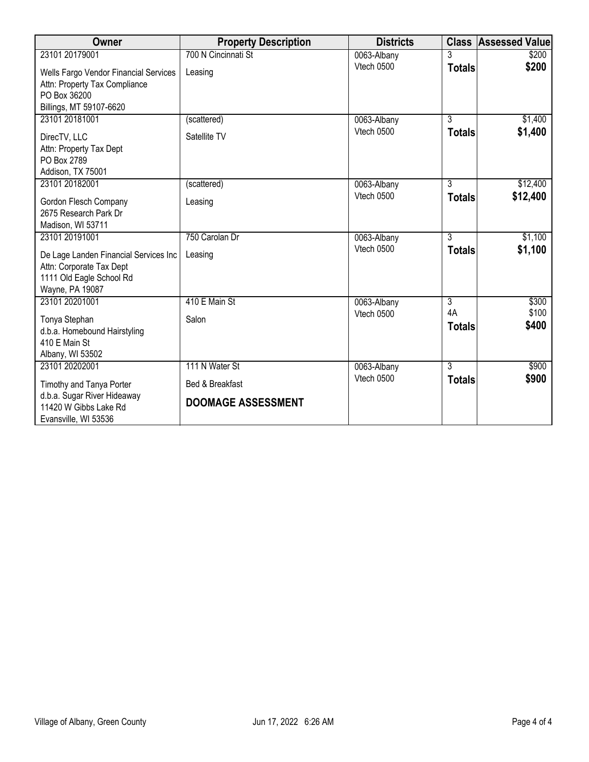| Owner | Property Description | Districts | Class | Assessed Value |
|---|---|---|---|---|
| 23101 20179001<br>Wells Fargo Vendor Financial Services<br>Attn: Property Tax Compliance<br>PO Box 36200<br>Billings, MT 59107-6620 | 700 N Cincinnati St<br>Leasing | 0063-Albany<br>Vtech 0500 | 3<br>**Totals** | $200<br>**$200** |
| 23101 20181001<br>DirecTV, LLC<br>Attn: Property Tax Dept<br>PO Box 2789<br>Addison, TX 75001 | (scattered)<br>Satellite TV | 0063-Albany<br>Vtech 0500 | 3<br>**Totals** | $1,400<br>**$1,400** |
| 23101 20182001<br>Gordon Flesch Company<br>2675 Research Park Dr<br>Madison, WI 53711 | (scattered)<br>Leasing | 0063-Albany<br>Vtech 0500 | 3<br>**Totals** | $12,400<br>**$12,400** |
| 23101 20191001<br>De Lage Landen Financial Services Inc<br>Attn: Corporate Tax Dept<br>1111 Old Eagle School Rd<br>Wayne, PA 19087 | 750 Carolan Dr<br>Leasing | 0063-Albany<br>Vtech 0500 | 3<br>**Totals** | $1,100<br>**$1,100** |
| 23101 20201001<br>Tonya Stephan<br>d.b.a. Homebound Hairstyling<br>410 E Main St<br>Albany, WI 53502 | 410 E Main St<br>Salon | 0063-Albany<br>Vtech 0500 | 3<br>4A<br>**Totals** | $300<br>$100<br>**$400** |
| 23101 20202001<br>Timothy and Tanya Porter<br>d.b.a. Sugar River Hideaway<br>11420 W Gibbs Lake Rd<br>Evansville, WI 53536 | 111 N Water St<br>Bed & Breakfast<br>**DOOMAGE ASSESSMENT** | 0063-Albany<br>Vtech 0500 | 3<br>**Totals** | $900<br>**$900** |

Village of Albany, Green County    Jun 17, 2022 6:26 AM